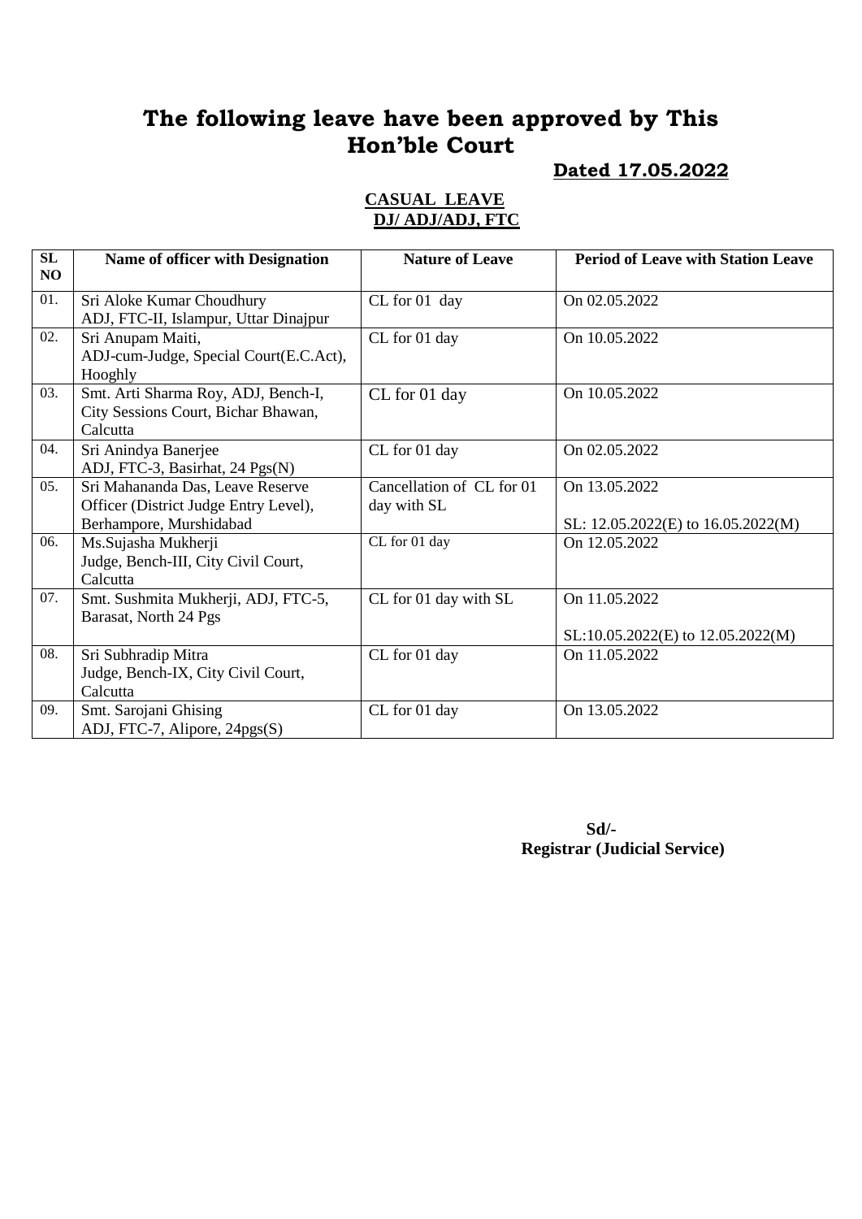# The following leave have been approved by This Hon'ble Court

**Dated 17.05.2022**

**CASUAL LEAVE**
**DJ/ ADJ/ADJ, FTC**

| SL NO | Name of officer with Designation | Nature of Leave | Period of Leave with Station Leave |
|---|---|---|---|
| 01. | Sri Aloke Kumar Choudhury ADJ, FTC-II, Islampur, Uttar Dinajpur | CL for 01 day | On 02.05.2022 |
| 02. | Sri Anupam Maiti, ADJ-cum-Judge, Special Court(E.C.Act), Hooghly | CL for 01 day | On 10.05.2022 |
| 03. | Smt. Arti Sharma Roy, ADJ, Bench-I, City Sessions Court, Bichar Bhawan, Calcutta | CL for 01 day | On 10.05.2022 |
| 04. | Sri Anindya Banerjee ADJ, FTC-3, Basirhat, 24 Pgs(N) | CL for 01 day | On 02.05.2022 |
| 05. | Sri Mahananda Das, Leave Reserve Officer (District Judge Entry Level), Berhampore, Murshidabad | Cancellation of CL for 01 day with SL | On 13.05.2022<br>SL: 12.05.2022(E) to 16.05.2022(M) |
| 06. | Ms.Sujasha Mukherji Judge, Bench-III, City Civil Court, Calcutta | CL for 01 day | On 12.05.2022 |
| 07. | Smt. Sushmita Mukherji, ADJ, FTC-5, Barasat, North 24 Pgs | CL for 01 day with SL | On 11.05.2022<br>SL:10.05.2022(E) to 12.05.2022(M) |
| 08. | Sri Subhradip Mitra Judge, Bench-IX, City Civil Court, Calcutta | CL for 01 day | On 11.05.2022 |
| 09. | Smt. Sarojani Ghising ADJ, FTC-7, Alipore, 24pgs(S) | CL for 01 day | On 13.05.2022 |

**Sd/-**
**Registrar (Judicial Service)**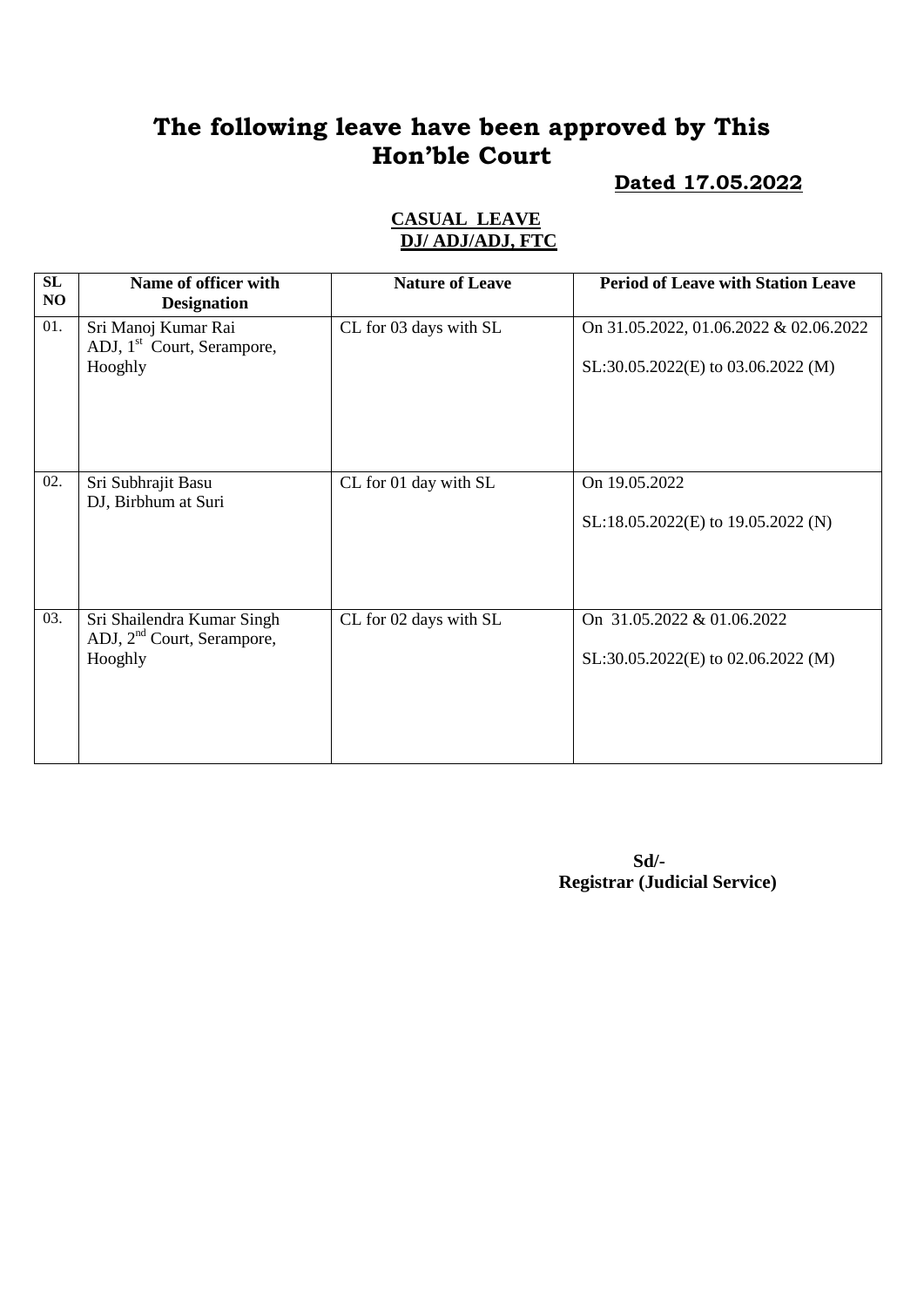# The following leave have been approved by This Hon'ble Court

**Dated 17.05.2022**

**CASUAL LEAVE**
**DJ/ ADJ/ADJ, FTC**

| SL NO | Name of officer with Designation | Nature of Leave | Period of Leave with Station Leave |
|---|---|---|---|
| 01. | Sri Manoj Kumar Rai<br>ADJ, 1st Court, Serampore, Hooghly | CL for 03 days with SL | On 31.05.2022, 01.06.2022 & 02.06.2022<br><br>SL:30.05.2022(E) to 03.06.2022 (M) |
| 02. | Sri Subhrajit Basu<br>DJ, Birbhum at Suri | CL for 01 day with SL | On 19.05.2022<br><br>SL:18.05.2022(E) to 19.05.2022 (N) |
| 03. | Sri Shailendra Kumar Singh<br>ADJ, 2nd Court, Serampore, Hooghly | CL for 02 days with SL | On 31.05.2022 & 01.06.2022<br><br>SL:30.05.2022(E) to 02.06.2022 (M) |

**Sd/-**
**Registrar (Judicial Service)**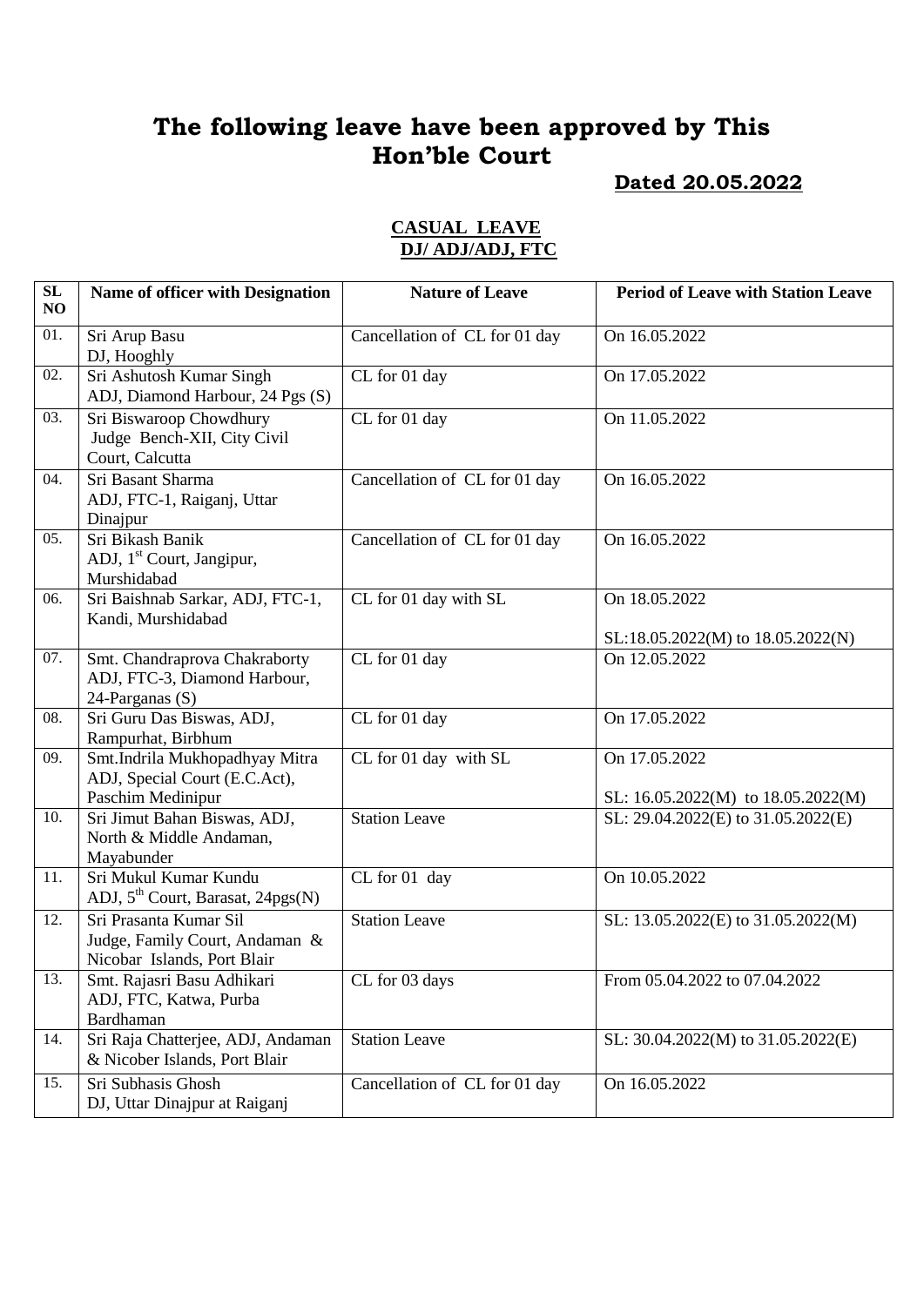# The following leave have been approved by This Hon'ble Court

**Dated 20.05.2022**

**CASUAL LEAVE**
**DJ/ ADJ/ADJ, FTC**

| SL NO | Name of officer with Designation | Nature of Leave | Period of Leave with Station Leave |
|---|---|---|---|
| 01. | Sri Arup Basu<br>DJ, Hooghly | Cancellation of CL for 01 day | On 16.05.2022 |
| 02. | Sri Ashutosh Kumar Singh<br>ADJ, Diamond Harbour, 24 Pgs (S) | CL for 01 day | On 17.05.2022 |
| 03. | Sri Biswaroop Chowdhury<br>Judge Bench-XII, City Civil Court, Calcutta | CL for 01 day | On 11.05.2022 |
| 04. | Sri Basant Sharma<br>ADJ, FTC-1, Raiganj, Uttar Dinajpur | Cancellation of CL for 01 day | On 16.05.2022 |
| 05. | Sri Bikash Banik<br>ADJ, 1st Court, Jangipur, Murshidabad | Cancellation of CL for 01 day | On 16.05.2022 |
| 06. | Sri Baishnab Sarkar, ADJ, FTC-1, Kandi, Murshidabad | CL for 01 day with SL | On 18.05.2022<br><br>SL:18.05.2022(M) to 18.05.2022(N) |
| 07. | Smt. Chandraprova Chakraborty<br>ADJ, FTC-3, Diamond Harbour, 24-Parganas (S) | CL for 01 day | On 12.05.2022 |
| 08. | Sri Guru Das Biswas, ADJ, Rampurhat, Birbhum | CL for 01 day | On 17.05.2022 |
| 09. | Smt.Indrila Mukhopadhyay Mitra<br>ADJ, Special Court (E.C.Act), Paschim Medinipur | CL for 01 day with SL | On 17.05.2022<br><br>SL: 16.05.2022(M) to 18.05.2022(M) |
| 10. | Sri Jimut Bahan Biswas, ADJ, North & Middle Andaman, Mayabunder | Station Leave | SL: 29.04.2022(E) to 31.05.2022(E) |
| 11. | Sri Mukul Kumar Kundu<br>ADJ, 5th Court, Barasat, 24pgs(N) | CL for 01 day | On 10.05.2022 |
| 12. | Sri Prasanta Kumar Sil<br>Judge, Family Court, Andaman & Nicobar Islands, Port Blair | Station Leave | SL: 13.05.2022(E) to 31.05.2022(M) |
| 13. | Smt. Rajasri Basu Adhikari<br>ADJ, FTC, Katwa, Purba Bardhaman | CL for 03 days | From 05.04.2022 to 07.04.2022 |
| 14. | Sri Raja Chatterjee, ADJ, Andaman & Nicober Islands, Port Blair | Station Leave | SL: 30.04.2022(M) to 31.05.2022(E) |
| 15. | Sri Subhasis Ghosh<br>DJ, Uttar Dinajpur at Raiganj | Cancellation of CL for 01 day | On 16.05.2022 |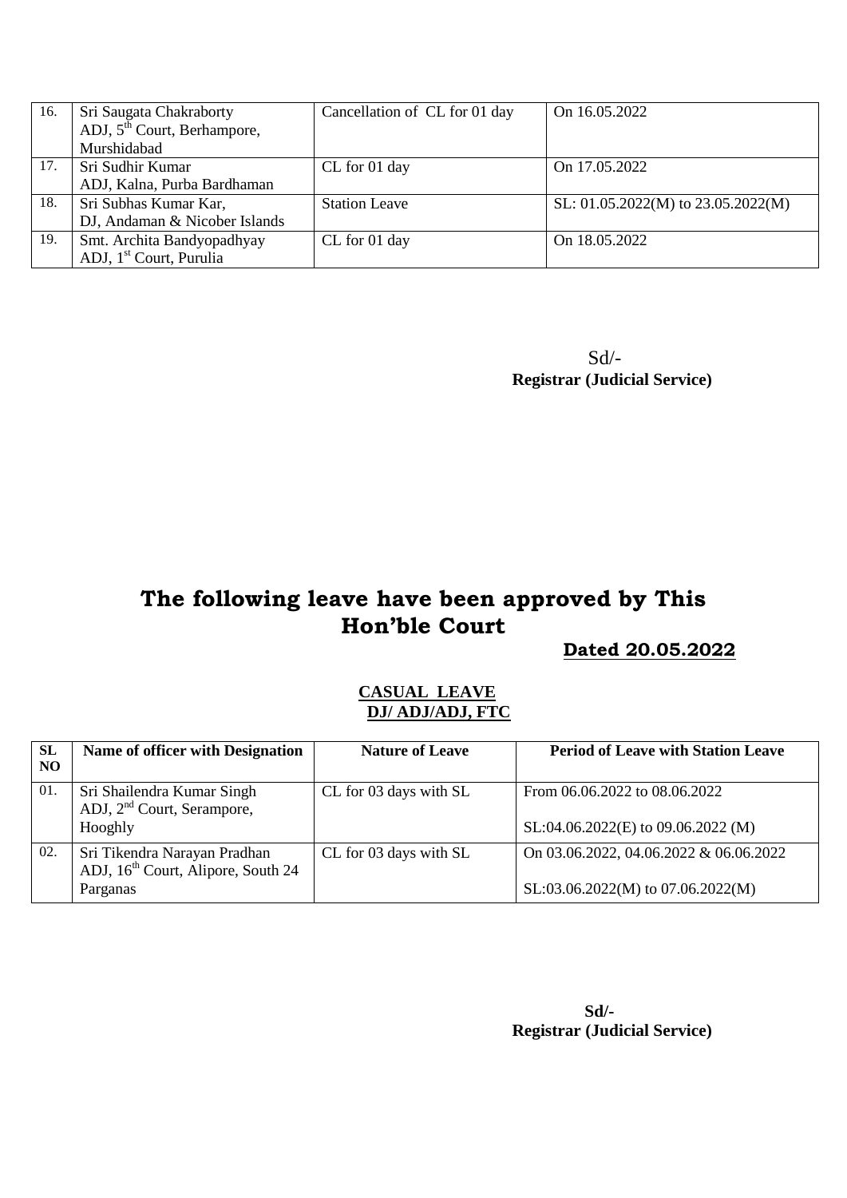| 16. | Sri Saugata Chakraborty<br>ADJ, 5th Court, Berhampore, Murshidabad | Cancellation of CL for 01 day | On 16.05.2022 |
|---|---|---|---|
| 17. | Sri Sudhir Kumar<br>ADJ, Kalna, Purba Bardhaman | CL for 01 day | On 17.05.2022 |
| 18. | Sri Subhas Kumar Kar,<br>DJ, Andaman & Nicober Islands | Station Leave | SL: 01.05.2022(M) to 23.05.2022(M) |
| 19. | Smt. Archita Bandyopadhyay<br>ADJ, 1st Court, Purulia | CL for 01 day | On 18.05.2022 |

Sd/-
**Registrar (Judicial Service)**

# The following leave have been approved by This Hon'ble Court

**Dated 20.05.2022**

**CASUAL LEAVE**
**DJ/ ADJ/ADJ, FTC**

| SL NO | Name of officer with Designation | Nature of Leave | Period of Leave with Station Leave |
|---|---|---|---|
| 01. | Sri Shailendra Kumar Singh<br>ADJ, 2nd Court, Serampore, Hooghly | CL for 03 days with SL | From 06.06.2022 to 08.06.2022<br><br>SL:04.06.2022(E) to 09.06.2022 (M) |
| 02. | Sri Tikendra Narayan Pradhan<br>ADJ, 16th Court, Alipore, South 24 Parganas | CL for 03 days with SL | On 03.06.2022, 04.06.2022 & 06.06.2022<br><br>SL:03.06.2022(M) to 07.06.2022(M) |

**Sd/-**
**Registrar (Judicial Service)**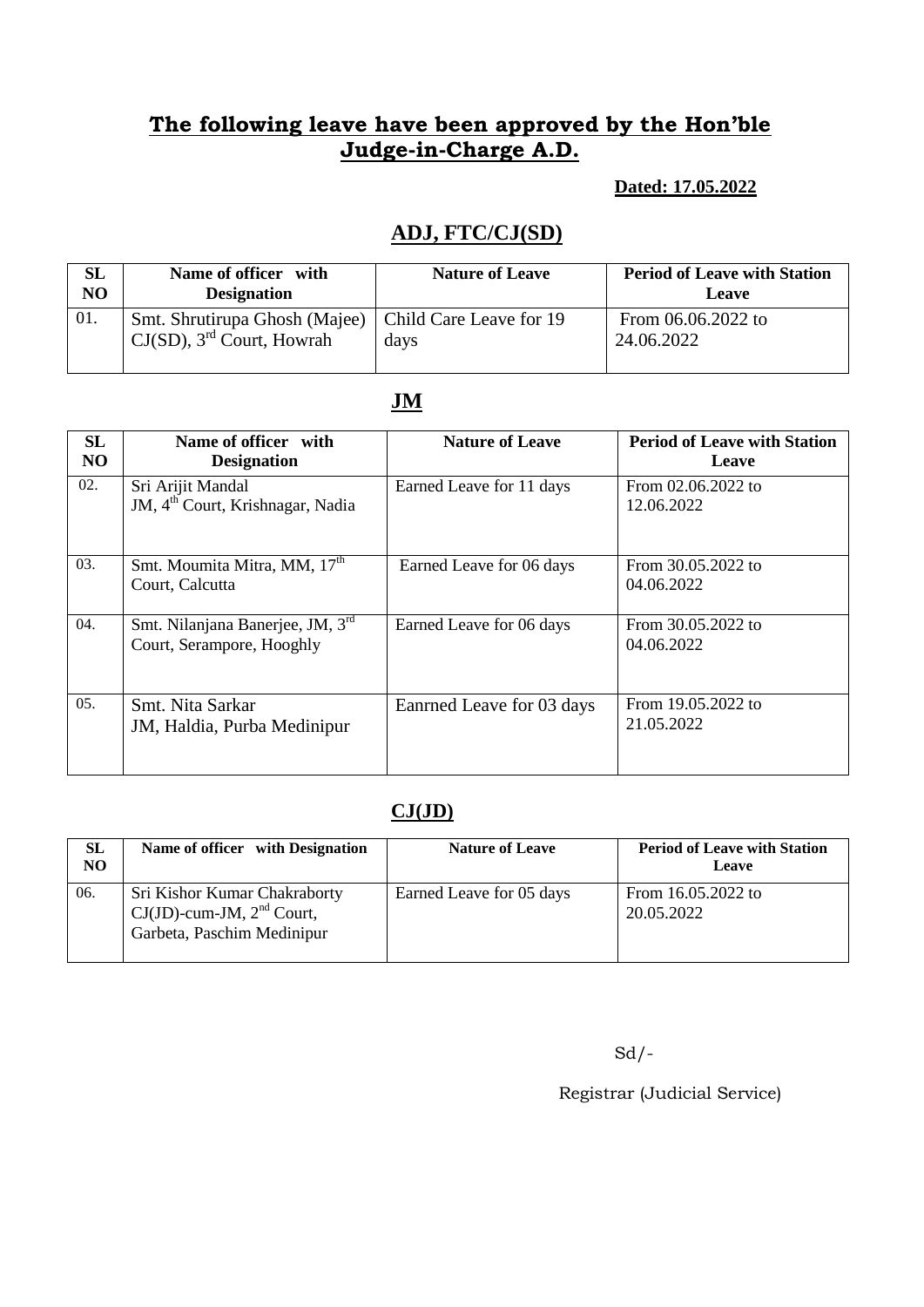## The following leave have been approved by the Hon'ble Judge-in-Charge A.D.

**Dated: 17.05.2022**

### ADJ, FTC/CJ(SD)

| SL NO | Name of officer with Designation | Nature of Leave | Period of Leave with Station Leave |
|---|---|---|---|
| 01. | Smt. Shrutirupa Ghosh (Majee) CJ(SD), 3rd Court, Howrah | Child Care Leave for 19 days | From 06.06.2022 to 24.06.2022 |

### JM

| SL NO | Name of officer with Designation | Nature of Leave | Period of Leave with Station Leave |
|---|---|---|---|
| 02. | Sri Arijit Mandal JM, 4th Court, Krishnagar, Nadia | Earned Leave for 11 days | From 02.06.2022 to 12.06.2022 |
| 03. | Smt. Moumita Mitra, MM, 17th Court, Calcutta | Earned Leave for 06 days | From 30.05.2022 to 04.06.2022 |
| 04. | Smt. Nilanjana Banerjee, JM, 3rd Court, Serampore, Hooghly | Earned Leave for 06 days | From 30.05.2022 to 04.06.2022 |
| 05. | Smt. Nita Sarkar JM, Haldia, Purba Medinipur | Eanrned Leave for 03 days | From 19.05.2022 to 21.05.2022 |

### CJ(JD)

| SL NO | Name of officer with Designation | Nature of Leave | Period of Leave with Station Leave |
|---|---|---|---|
| 06. | Sri Kishor Kumar Chakraborty CJ(JD)-cum-JM, 2nd Court, Garbeta, Paschim Medinipur | Earned Leave for 05 days | From 16.05.2022 to 20.05.2022 |

Sd/-

Registrar (Judicial Service)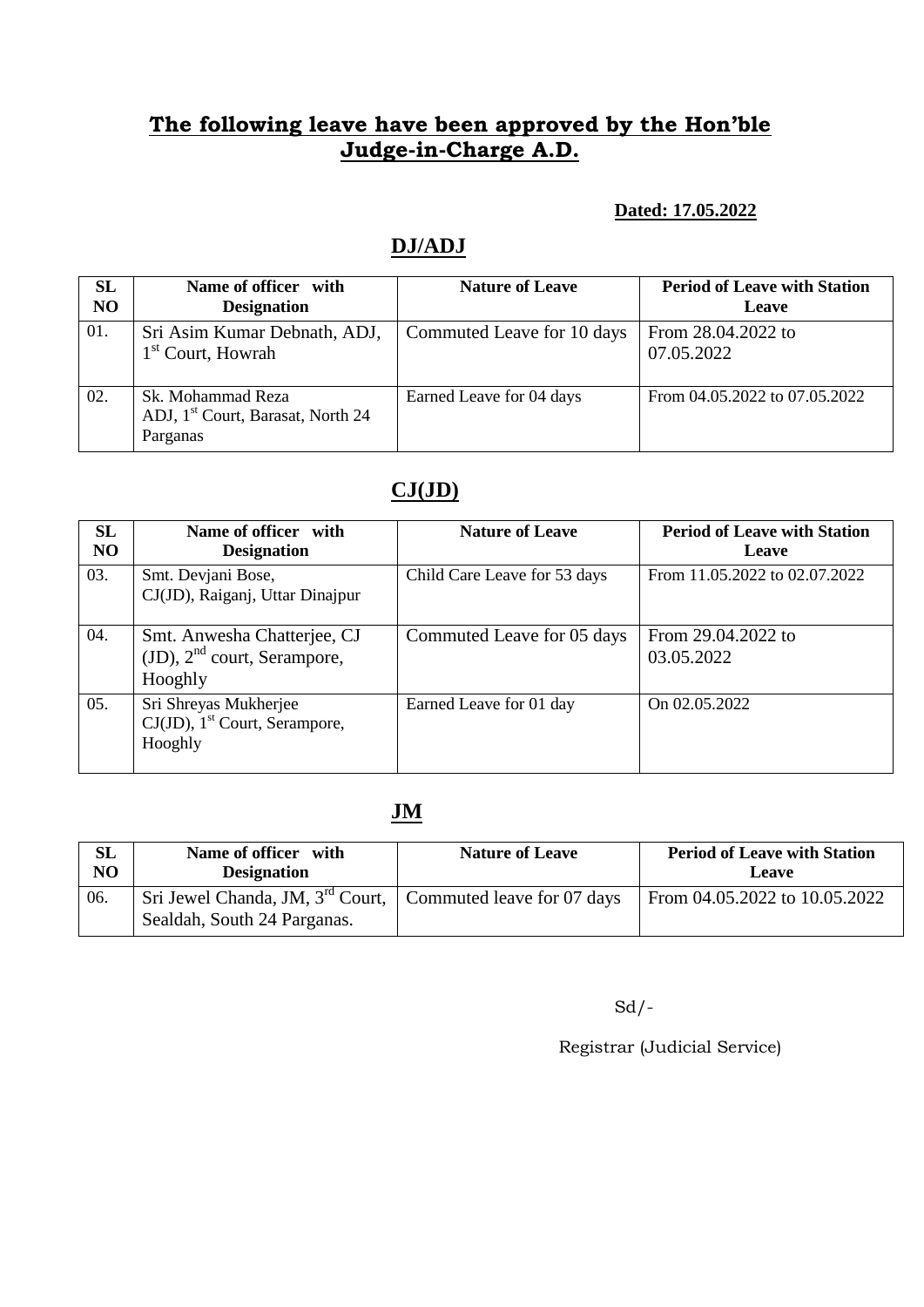## **The following leave have been approved by the Hon'ble Judge-in-Charge A.D.**

**Dated: 17.05.2022**

### **DJ/ADJ**

| SL NO | Name of officer with Designation | Nature of Leave | Period of Leave with Station Leave |
|---|---|---|---|
| 01. | Sri Asim Kumar Debnath, ADJ, 1st Court, Howrah | Commuted Leave for 10 days | From 28.04.2022 to 07.05.2022 |
| 02. | Sk. Mohammad Reza ADJ, 1st Court, Barasat, North 24 Parganas | Earned Leave for 04 days | From 04.05.2022 to 07.05.2022 |

### **CJ(JD)**

| SL NO | Name of officer with Designation | Nature of Leave | Period of Leave with Station Leave |
|---|---|---|---|
| 03. | Smt. Devjani Bose, CJ(JD), Raiganj, Uttar Dinajpur | Child Care Leave for 53 days | From 11.05.2022 to 02.07.2022 |
| 04. | Smt. Anwesha Chatterjee, CJ (JD), 2nd court, Serampore, Hooghly | Commuted Leave for 05 days | From 29.04.2022 to 03.05.2022 |
| 05. | Sri Shreyas Mukherjee CJ(JD), 1st Court, Serampore, Hooghly | Earned Leave for 01 day | On 02.05.2022 |

### **JM**

| SL NO | Name of officer with Designation | Nature of Leave | Period of Leave with Station Leave |
|---|---|---|---|
| 06. | Sri Jewel Chanda, JM, 3rd Court, Sealdah, South 24 Parganas. | Commuted leave for 07 days | From 04.05.2022 to 10.05.2022 |

Sd/-

Registrar (Judicial Service)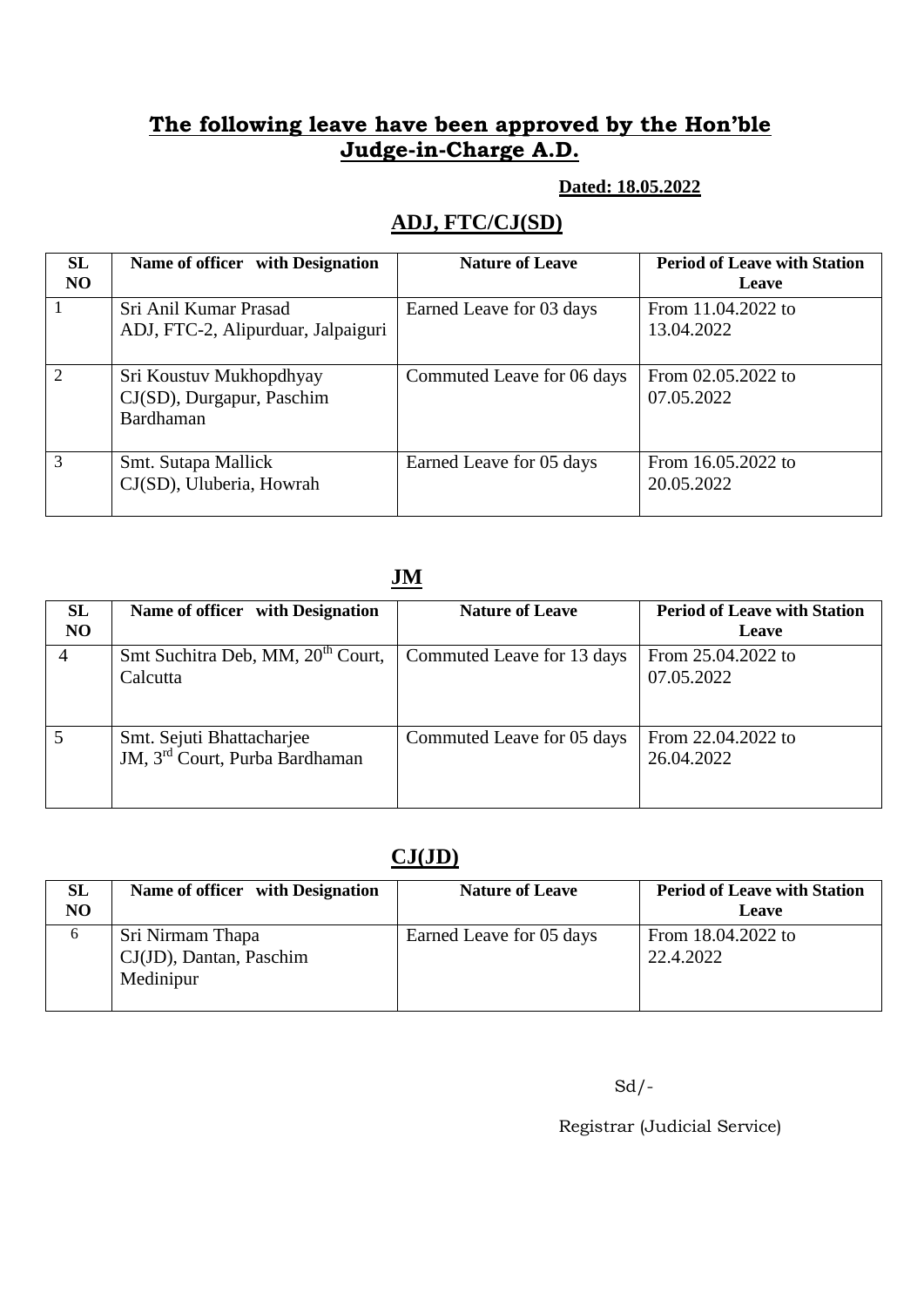# The following leave have been approved by the Hon'ble Judge-in-Charge A.D.

**Dated: 18.05.2022**

## ADJ, FTC/CJ(SD)

| SL NO | Name of officer with Designation | Nature of Leave | Period of Leave with Station Leave |
|---|---|---|---|
| 1 | Sri Anil Kumar Prasad ADJ, FTC-2, Alipurduar, Jalpaiguri | Earned Leave for 03 days | From 11.04.2022 to 13.04.2022 |
| 2 | Sri Koustuv Mukhopdhyay CJ(SD), Durgapur, Paschim Bardhaman | Commuted Leave for 06 days | From 02.05.2022 to 07.05.2022 |
| 3 | Smt. Sutapa Mallick CJ(SD), Uluberia, Howrah | Earned Leave for 05 days | From 16.05.2022 to 20.05.2022 |

## JM

| SL NO | Name of officer with Designation | Nature of Leave | Period of Leave with Station Leave |
|---|---|---|---|
| 4 | Smt Suchitra Deb, MM, 20th Court, Calcutta | Commuted Leave for 13 days | From 25.04.2022 to 07.05.2022 |
| 5 | Smt. Sejuti Bhattacharjee JM, 3rd Court, Purba Bardhaman | Commuted Leave for 05 days | From 22.04.2022 to 26.04.2022 |

## CJ(JD)

| SL NO | Name of officer with Designation | Nature of Leave | Period of Leave with Station Leave |
|---|---|---|---|
| 6 | Sri Nirmam Thapa CJ(JD), Dantan, Paschim Medinipur | Earned Leave for 05 days | From 18.04.2022 to 22.4.2022 |

Sd/-

Registrar (Judicial Service)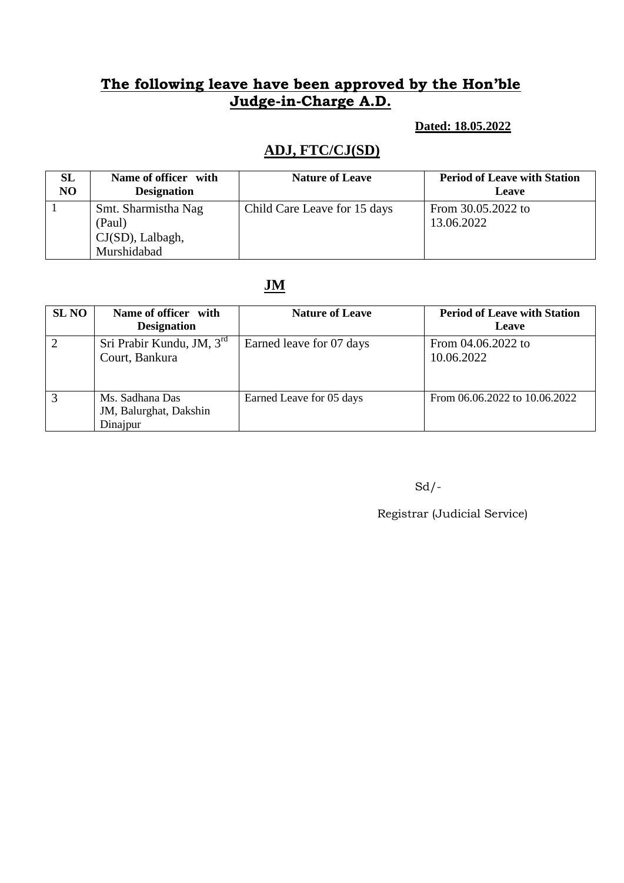## The following leave have been approved by the Hon'ble Judge-in-Charge A.D.

**Dated: 18.05.2022**

### ADJ, FTC/CJ(SD)

| SL NO | Name of officer with Designation | Nature of Leave | Period of Leave with Station Leave |
|---|---|---|---|
| 1 | Smt. Sharmistha Nag (Paul) CJ(SD), Lalbagh, Murshidabad | Child Care Leave for 15 days | From 30.05.2022 to 13.06.2022 |

### JM

| SL NO | Name of officer with Designation | Nature of Leave | Period of Leave with Station Leave |
|---|---|---|---|
| 2 | Sri Prabir Kundu, JM, 3rd Court, Bankura | Earned leave for 07 days | From 04.06.2022 to 10.06.2022 |
| 3 | Ms. Sadhana Das JM, Balurghat, Dakshin Dinajpur | Earned Leave for 05 days | From 06.06.2022 to 10.06.2022 |

Sd/-

Registrar (Judicial Service)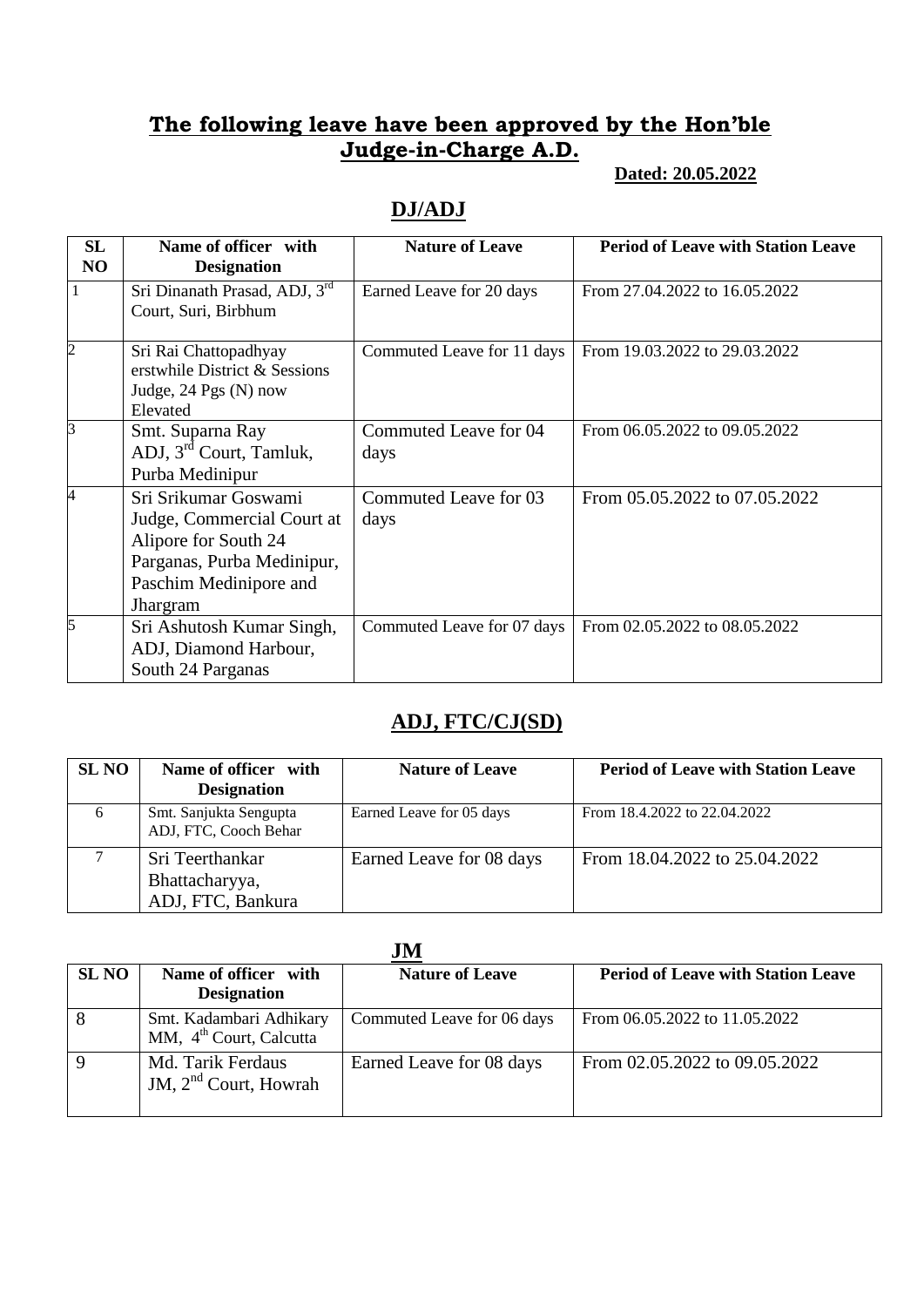## The following leave have been approved by the Hon'ble Judge-in-Charge A.D.

**Dated: 20.05.2022**

### DJ/ADJ

| SL NO | Name of officer with Designation | Nature of Leave | Period of Leave with Station Leave |
|---|---|---|---|
| 1 | Sri Dinanath Prasad, ADJ, 3rd Court, Suri, Birbhum | Earned Leave for 20 days | From 27.04.2022 to 16.05.2022 |
| 2 | Sri Rai Chattopadhyay erstwhile District & Sessions Judge, 24 Pgs (N) now Elevated | Commuted Leave for 11 days | From 19.03.2022 to 29.03.2022 |
| 3 | Smt. Suparna Ray ADJ, 3rd Court, Tamluk, Purba Medinipur | Commuted Leave for 04 days | From 06.05.2022 to 09.05.2022 |
| 4 | Sri Srikumar Goswami Judge, Commercial Court at Alipore for South 24 Parganas, Purba Medinipur, Paschim Medinipore and Jhargram | Commuted Leave for 03 days | From 05.05.2022 to 07.05.2022 |
| 5 | Sri Ashutosh Kumar Singh, ADJ, Diamond Harbour, South 24 Parganas | Commuted Leave for 07 days | From 02.05.2022 to 08.05.2022 |

### ADJ, FTC/CJ(SD)

| SL NO | Name of officer with Designation | Nature of Leave | Period of Leave with Station Leave |
|---|---|---|---|
| 6 | Smt. Sanjukta Sengupta ADJ, FTC, Cooch Behar | Earned Leave for 05 days | From 18.4.2022 to 22.04.2022 |
| 7 | Sri Teerthankar Bhattacharyya, ADJ, FTC, Bankura | Earned Leave for 08 days | From 18.04.2022 to 25.04.2022 |

### JM

| SL NO | Name of officer with Designation | Nature of Leave | Period of Leave with Station Leave |
|---|---|---|---|
| 8 | Smt. Kadambari Adhikary MM, 4th Court, Calcutta | Commuted Leave for 06 days | From 06.05.2022 to 11.05.2022 |
| 9 | Md. Tarik Ferdaus JM, 2nd Court, Howrah | Earned Leave for 08 days | From 02.05.2022 to 09.05.2022 |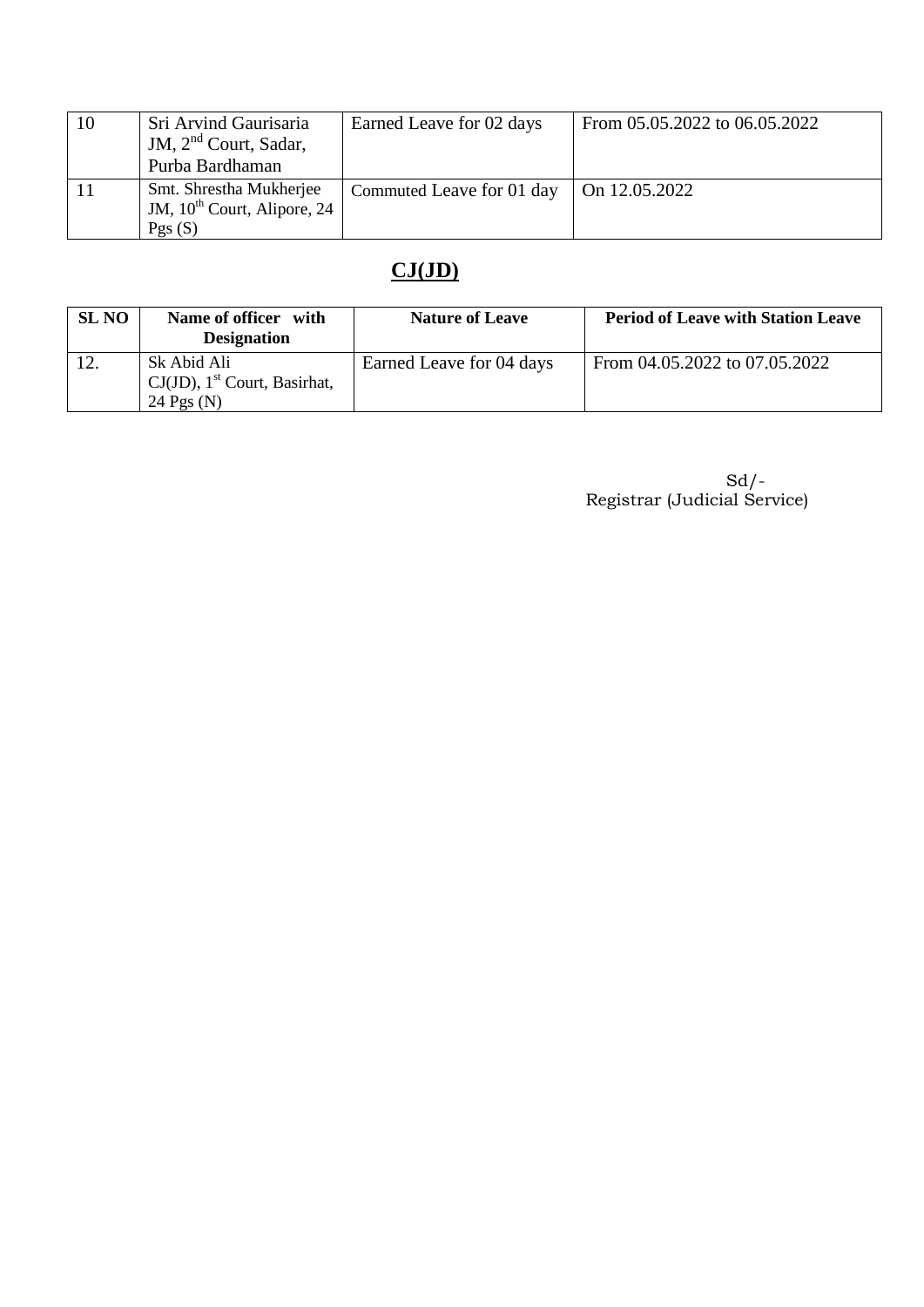| 10 | Sri Arvind Gaurisaria JM, 2nd Court, Sadar, Purba Bardhaman | Earned Leave for 02 days | From 05.05.2022 to 06.05.2022 |
|---|---|---|---|
| 11 | Smt. Shrestha Mukherjee JM, 10th Court, Alipore, 24 Pgs (S) | Commuted Leave for 01 day | On 12.05.2022 |

## CJ(JD)

| SL NO | Name of officer with Designation | Nature of Leave | Period of Leave with Station Leave |
|---|---|---|---|
| 12. | Sk Abid Ali CJ(JD), 1st Court, Basirhat, 24 Pgs (N) | Earned Leave for 04 days | From 04.05.2022 to 07.05.2022 |

Sd/-
Registrar (Judicial Service)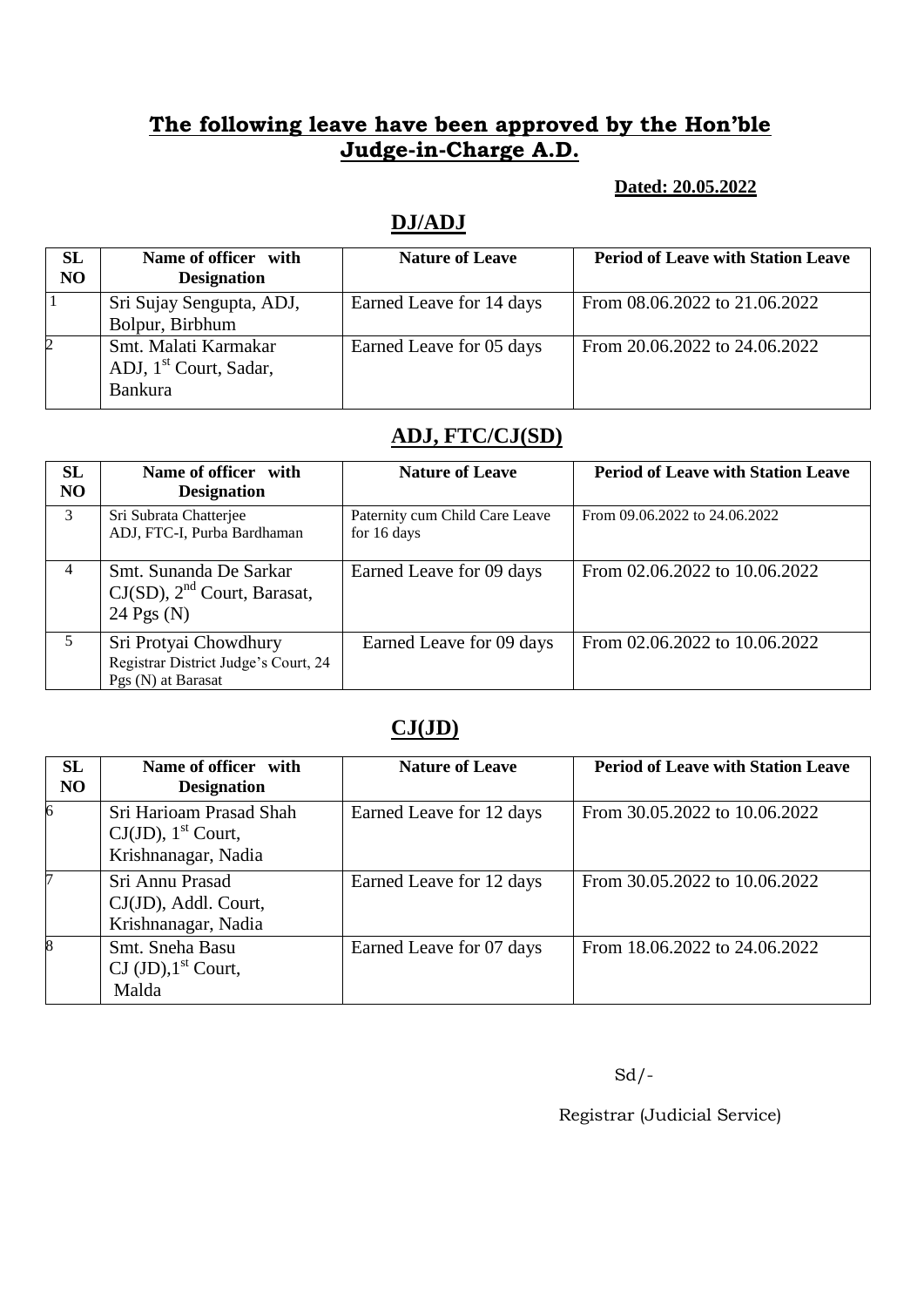## The following leave have been approved by the Hon'ble Judge-in-Charge A.D.

**Dated: 20.05.2022**

### DJ/ADJ

| SL NO | Name of officer with Designation | Nature of Leave | Period of Leave with Station Leave |
|---|---|---|---|
| 1 | Sri Sujay Sengupta, ADJ, Bolpur, Birbhum | Earned Leave for 14 days | From 08.06.2022 to 21.06.2022 |
| 2 | Smt. Malati Karmakar ADJ, 1st Court, Sadar, Bankura | Earned Leave for 05 days | From 20.06.2022 to 24.06.2022 |

### ADJ, FTC/CJ(SD)

| SL NO | Name of officer with Designation | Nature of Leave | Period of Leave with Station Leave |
|---|---|---|---|
| 3 | Sri Subrata Chatterjee ADJ, FTC-I, Purba Bardhaman | Paternity cum Child Care Leave for 16 days | From 09.06.2022 to 24.06.2022 |
| 4 | Smt. Sunanda De Sarkar CJ(SD), 2nd Court, Barasat, 24 Pgs (N) | Earned Leave for 09 days | From 02.06.2022 to 10.06.2022 |
| 5 | Sri Protyai Chowdhury Registrar District Judge's Court, 24 Pgs (N) at Barasat | Earned Leave for 09 days | From 02.06.2022 to 10.06.2022 |

### CJ(JD)

| SL NO | Name of officer with Designation | Nature of Leave | Period of Leave with Station Leave |
|---|---|---|---|
| 6 | Sri Harioam Prasad Shah CJ(JD), 1st Court, Krishnanagar, Nadia | Earned Leave for 12 days | From 30.05.2022 to 10.06.2022 |
| 7 | Sri Annu Prasad CJ(JD), Addl. Court, Krishnanagar, Nadia | Earned Leave for 12 days | From 30.05.2022 to 10.06.2022 |
| 8 | Smt. Sneha Basu CJ (JD),1st Court, Malda | Earned Leave for 07 days | From 18.06.2022 to 24.06.2022 |

Sd/-

Registrar (Judicial Service)